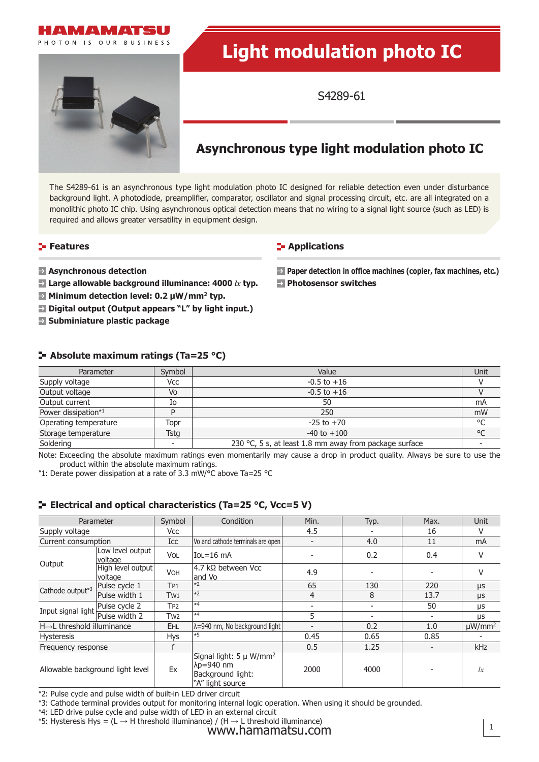HAMAMATSU

PHOTON IS OUR BUSINESS

# Light modulation photo IC

S4289-61

## Asynchronous type light modulation photo IC

The S4289-61 is an asynchronous type light modulation photo IC designed for reliable detection even under disturbance background light. A photodiode, preamplifier, comparator, oscillator and signal processing circuit, etc. are all integrated on a monolithic photo IC chip. Using asynchronous optical detection means that no wiring to a signal light source (such as LED) is required and allows greater versatility in equipment design.

### Features

- **Asynchronous detection**
- **Large allowable background illuminance: 4000 *lx* typ.**
- **Minimum detection level: 0.2 μW/mm² typ.**
- **Digital output (Output appears "L" by light input.)**
- **Subminiature plastic package**

### Applications

- **Paper detection in office machines (copier, fax machines, etc.)**
- **Photosensor switches**

### Absolute maximum ratings (Ta=25 °C)

| Parameter | Symbol | Value | Unit |
|---|---|---|---|
| Supply voltage | Vcc | -0.5 to +16 | V |
| Output voltage | Vo | -0.5 to +16 | V |
| Output current | Io | 50 | mA |
| Power dissipation*1 | P | 250 | mW |
| Operating temperature | Topr | -25 to +70 | °C |
| Storage temperature | Tstg | -40 to +100 | °C |
| Soldering | - | 230 °C, 5 s, at least 1.8 mm away from package surface | - |

Note: Exceeding the absolute maximum ratings even momentarily may cause a drop in product quality. Always be sure to use the product within the absolute maximum ratings.

*1: Derate power dissipation at a rate of 3.3 mW/°C above Ta=25 °C

### Electrical and optical characteristics (Ta=25 °C, Vcc=5 V)

| Parameter | | Symbol | Condition | Min. | Typ. | Max. | Unit |
|---|---|---|---|---|---|---|---|
| Supply voltage | | Vcc | | 4.5 | - | 16 | V |
| Current consumption | | Icc | Vo and cathode terminals are open | - | 4.0 | 11 | mA |
| Output | Low level output voltage | $V_{OL}$ | $I_{OL}$=16 mA | - | 0.2 | 0.4 | V |
| | High level output voltage | $V_{OH}$ | 4.7 kΩ between Vcc and Vo | 4.9 | - | - | V |
| Cathode output*3 | Pulse cycle 1 | $T_{P1}$ | *2 | 65 | 130 | 220 | μs |
| | Pulse width 1 | $T_{W1}$ | *2 | 4 | 8 | 13.7 | μs |
| Input signal light | Pulse cycle 2 | $T_{P2}$ | *4 | - | - | 50 | μs |
| | Pulse width 2 | $T_{W2}$ | *4 | 5 | - | - | μs |
| H→L threshold illuminance | | $E_{HL}$ | λ=940 nm, No background light | - | 0.2 | 1.0 | μW/mm² |
| Hysteresis | | Hys | *5 | 0.45 | 0.65 | 0.85 | - |
| Frequency response | | f | | 0.5 | 1.25 | - | kHz |
| Allowable background light level | | Ex | Signal light: 5 μ W/mm² λp=940 nm Background light: "A" light source | 2000 | 4000 | - | *lx* |

*2: Pulse cycle and pulse width of built-in LED driver circuit

*3: Cathode terminal provides output for monitoring internal logic operation. When using it should be grounded.

*4: LED drive pulse cycle and pulse width of LED in an external circuit

*5: Hysteresis Hys = (L → H threshold illuminance) / (H → L threshold illuminance)

www.hamamatsu.com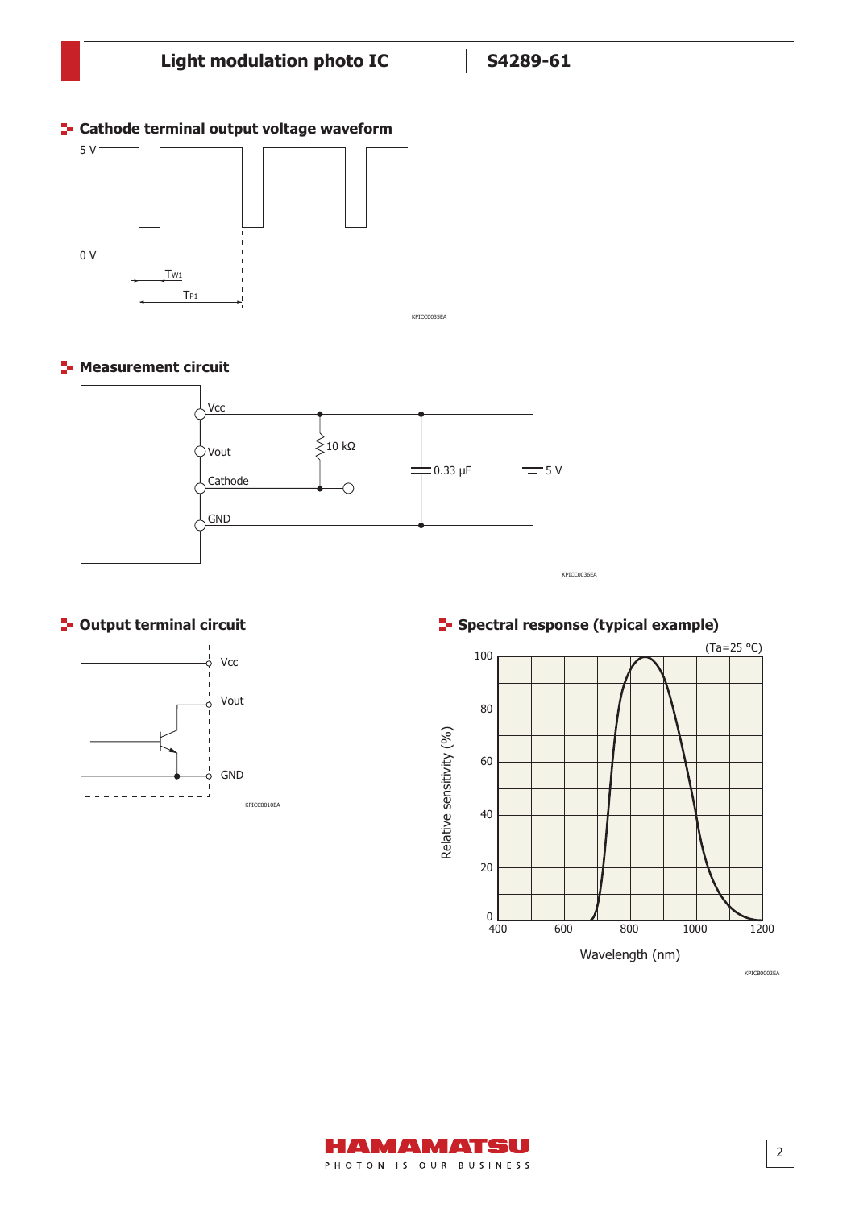## Cathode terminal output voltage waveform

5 V

0 V

$T_{W1}$

$T_{P1}$

KPICC0035EA

## Measurement circuit

Vcc

Vout

Cathode

GND

10 kΩ

0.33 μF

5 V

KPICC0036EA

## Output terminal circuit

Vcc

Vout

GND

KPICC0010EA

## Spectral response (typical example)

(Ta=25 °C)

Relative sensitivity (%)

Wavelength (nm)

KPICB0002EA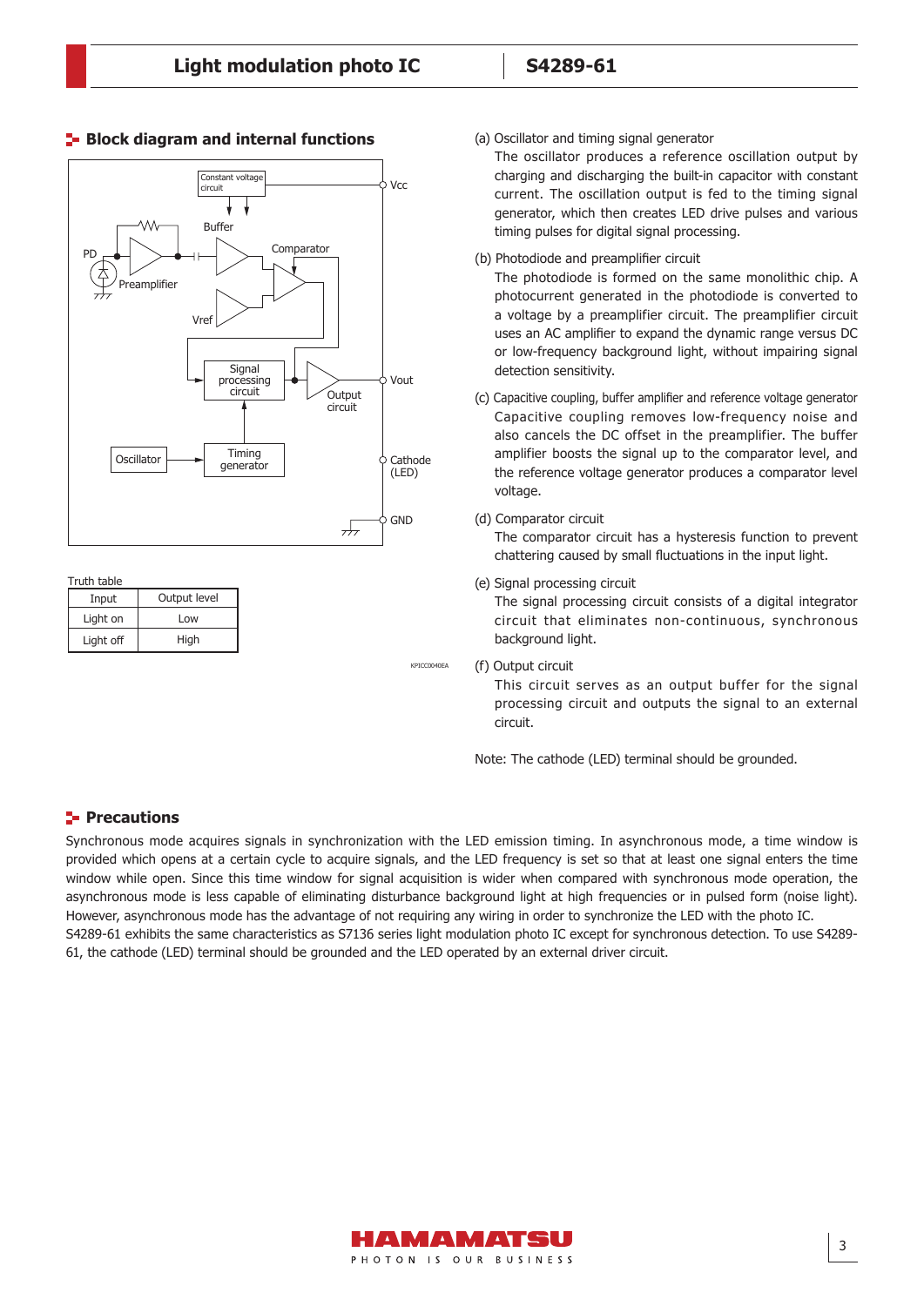## Block diagram and internal functions

Truth table

| Input | Output level |
|---|---|
| Light on | Low |
| Light off | High |

(a) Oscillator and timing signal generator

The oscillator produces a reference oscillation output by charging and discharging the built-in capacitor with constant current. The oscillation output is fed to the timing signal generator, which then creates LED drive pulses and various timing pulses for digital signal processing.

(b) Photodiode and preamplifier circuit

The photodiode is formed on the same monolithic chip. A photocurrent generated in the photodiode is converted to a voltage by a preamplifier circuit. The preamplifier circuit uses an AC amplifier to expand the dynamic range versus DC or low-frequency background light, without impairing signal detection sensitivity.

(c) Capacitive coupling, buffer amplifier and reference voltage generator

Capacitive coupling removes low-frequency noise and also cancels the DC offset in the preamplifier. The buffer amplifier boosts the signal up to the comparator level, and the reference voltage generator produces a comparator level voltage.

(d) Comparator circuit

The comparator circuit has a hysteresis function to prevent chattering caused by small fluctuations in the input light.

(e) Signal processing circuit

The signal processing circuit consists of a digital integrator circuit that eliminates non-continuous, synchronous background light.

(f) Output circuit

This circuit serves as an output buffer for the signal processing circuit and outputs the signal to an external circuit.

Note: The cathode (LED) terminal should be grounded.

## Precautions

Synchronous mode acquires signals in synchronization with the LED emission timing. In asynchronous mode, a time window is provided which opens at a certain cycle to acquire signals, and the LED frequency is set so that at least one signal enters the time window while open. Since this time window for signal acquisition is wider when compared with synchronous mode operation, the asynchronous mode is less capable of eliminating disturbance background light at high frequencies or in pulsed form (noise light). However, asynchronous mode has the advantage of not requiring any wiring in order to synchronize the LED with the photo IC.

S4289-61 exhibits the same characteristics as S7136 series light modulation photo IC except for synchronous detection. To use S4289-61, the cathode (LED) terminal should be grounded and the LED operated by an external driver circuit.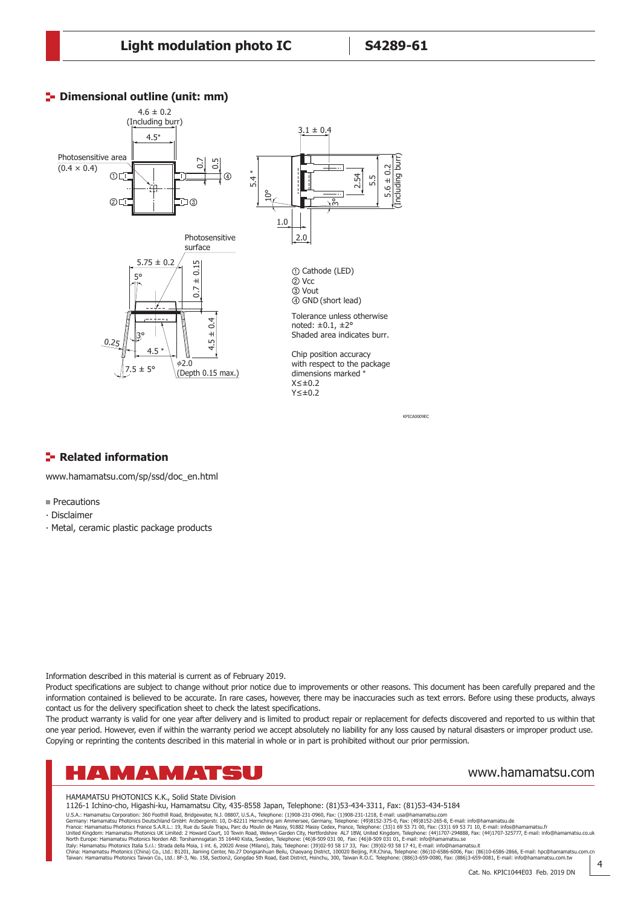## Dimensional outline (unit: mm)

4.6 ± 0.2
(Including burr)
4.5*
Photosensitive area
(0.4 × 0.4)
0.7
0.5
①
②
③
④

3.1 ± 0.4
5.4 *
10°
3°
2.54
5.5
5.6 ± 0.2
(Including burr)
1.0
2.0

Photosensitive surface
5.75 ± 0.2
0.7 ± 0.15
5°
3°
0.25
4.5 *
4.5 ± 0.4
7.5 ± 5°
ϕ2.0
(Depth 0.15 max.)

① Cathode (LED)
② Vcc
③ Vout
④ GND (short lead)

Tolerance unless otherwise noted: ±0.1, ±2°
Shaded area indicates burr.

Chip position accuracy with respect to the package dimensions marked *
X≤±0.2
Y≤±0.2

KPICA0009EC

## Related information

www.hamamatsu.com/sp/ssd/doc_en.html

- Precautions
- · Disclaimer
- · Metal, ceramic plastic package products

Information described in this material is current as of February 2019.

Product specifications are subject to change without prior notice due to improvements or other reasons. This document has been carefully prepared and the information contained is believed to be accurate. In rare cases, however, there may be inaccuracies such as text errors. Before using these products, always contact us for the delivery specification sheet to check the latest specifications.

The product warranty is valid for one year after delivery and is limited to product repair or replacement for defects discovered and reported to us within that one year period. However, even if within the warranty period we accept absolutely no liability for any loss caused by natural disasters or improper product use. Copying or reprinting the contents described in this material in whole or in part is prohibited without our prior permission.

**HAMAMATSU**

www.hamamatsu.com

HAMAMATSU PHOTONICS K.K., Solid State Division
1126-1 Ichino-cho, Higashi-ku, Hamamatsu City, 435-8558 Japan, Telephone: (81)53-434-3311, Fax: (81)53-434-5184
U.S.A.: Hamamatsu Corporation: 360 Foothill Road, Bridgewater, N.J. 08807, U.S.A., Telephone: (1)908-231-0960, Fax: (1)908-231-1218, E-mail: usa@hamamatsu.com
Germany: Hamamatsu Photonics Deutschland GmbH: Arzbergerstr. 10, D-82211 Herrsching am Ammersee, Germany, Telephone: (49)8152-375-0, Fax: (49)8152-265-8, E-mail: info@hamamatsu.de
France: Hamamatsu Photonics France S.A.R.L.: 19, Rue du Saule Trapu, Parc du Moulin de Massy, 91882 Massy Cedex, France, Telephone: (33)1 69 53 71 00, Fax: (33)1 69 53 71 10, E-mail: infos@hamamatsu.fr
United Kingdom: Hamamatsu Photonics UK Limited: 2 Howard Court, 10 Tewin Road, Welwyn Garden City, Hertfordshire AL7 1BW, United Kingdom, Telephone: (44)1707-294888, Fax: (44)1707-325777, E-mail: info@hamamatsu.co.uk
North Europe: Hamamatsu Photonics Norden AB: Torshamnsgatan 35 16440 Kista, Sweden, Telephone: (46)8-509 031 00, Fax: (46)8-509 031 01, E-mail: info@hamamatsu.se
Italy: Hamamatsu Photonics Italia S.r.l.: Strada della Moia, 1 int. 6, 20020 Arese (Milano), Italy, Telephone: (39)02-93 58 17 33, Fax: (39)02-93 58 17 41, E-mail: info@hamamatsu.it
China: Hamamatsu Photonics (China) Co., Ltd.: B1201, Jiaming Center, No.27 Dongsanhuan Beilu, Chaoyang District, 100020 Beijing, P.R.China, Telephone: (86)10-6586-6006, Fax: (86)10-6586-2866, E-mail: hpc@hamamatsu.com.cn
Taiwan: Hamamatsu Photonics Taiwan Co., Ltd.: 8F-3, No. 158, Section2, Gongdao 5th Road, East District, Hsinchu, 300, Taiwan R.O.C. Telephone: (886)3-659-0080, Fax: (886)3-659-0081, E-mail: info@hamamatsu.com.tw

Cat. No. KPIC1044E03 Feb. 2019 DN